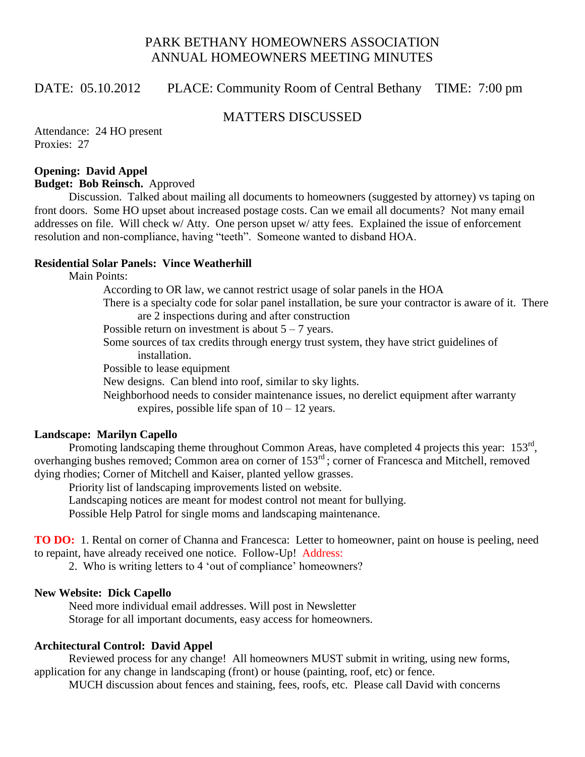# PARK BETHANY HOMEOWNERS ASSOCIATION
# ANNUAL HOMEOWNERS MEETING MINUTES

DATE: 05.10.2012 PLACE: Community Room of Central Bethany TIME: 7:00 pm

## MATTERS DISCUSSED

Attendance: 24 HO present
Proxies: 27

**Opening: David Appel**
**Budget: Bob Reinsch.** Approved

Discussion. Talked about mailing all documents to homeowners (suggested by attorney) vs taping on front doors. Some HO upset about increased postage costs. Can we email all documents? Not many email addresses on file. Will check w/ Atty. One person upset w/ atty fees. Explained the issue of enforcement resolution and non-compliance, having "teeth". Someone wanted to disband HOA.

**Residential Solar Panels: Vince Weatherhill**

Main Points:

According to OR law, we cannot restrict usage of solar panels in the HOA

There is a specialty code for solar panel installation, be sure your contractor is aware of it. There are 2 inspections during and after construction

Possible return on investment is about 5 – 7 years.

Some sources of tax credits through energy trust system, they have strict guidelines of installation.

Possible to lease equipment

New designs. Can blend into roof, similar to sky lights.

Neighborhood needs to consider maintenance issues, no derelict equipment after warranty expires, possible life span of 10 – 12 years.

**Landscape: Marilyn Capello**

Promoting landscaping theme throughout Common Areas, have completed 4 projects this year: 153rd, overhanging bushes removed; Common area on corner of 153rd; corner of Francesca and Mitchell, removed dying rhodies; Corner of Mitchell and Kaiser, planted yellow grasses.

Priority list of landscaping improvements listed on website.

Landscaping notices are meant for modest control not meant for bullying.

Possible Help Patrol for single moms and landscaping maintenance.

**TO DO:** 1. Rental on corner of Channa and Francesca: Letter to homeowner, paint on house is peeling, need to repaint, have already received one notice. Follow-Up! Address:

2. Who is writing letters to 4 'out of compliance' homeowners?

**New Website: Dick Capello**

Need more individual email addresses. Will post in Newsletter

Storage for all important documents, easy access for homeowners.

**Architectural Control: David Appel**

Reviewed process for any change! All homeowners MUST submit in writing, using new forms, application for any change in landscaping (front) or house (painting, roof, etc) or fence.

MUCH discussion about fences and staining, fees, roofs, etc. Please call David with concerns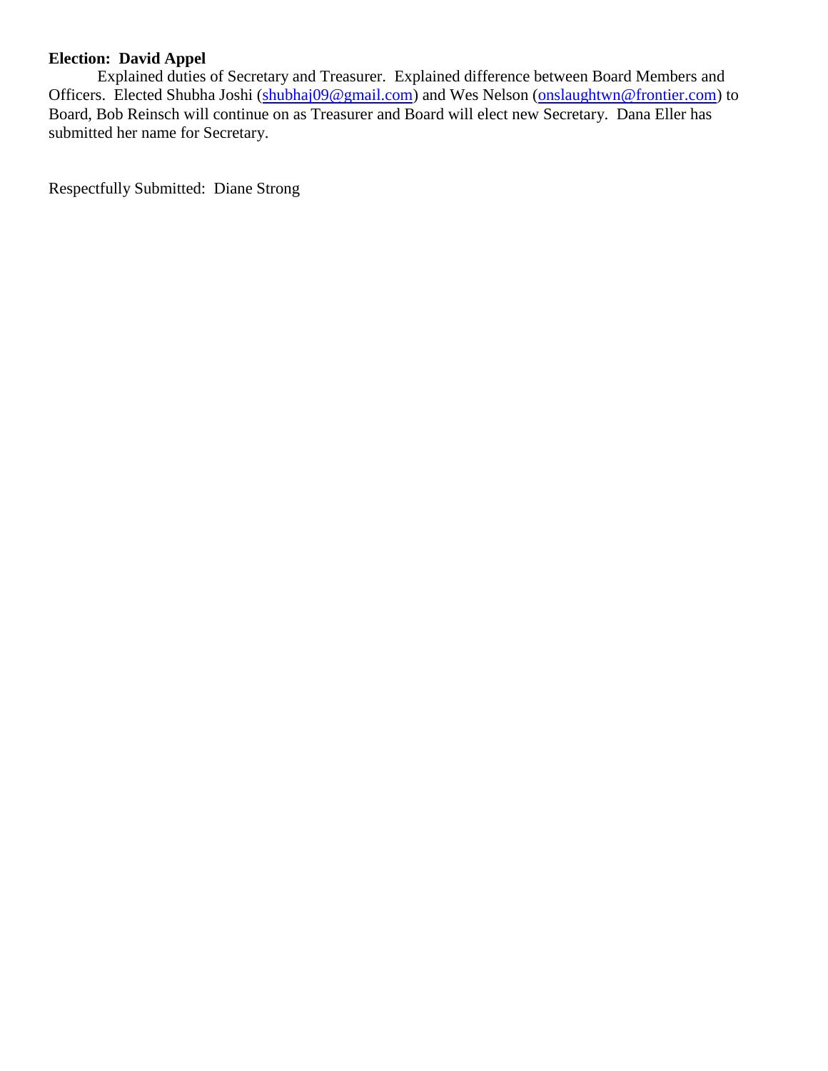**Election: David Appel**

Explained duties of Secretary and Treasurer. Explained difference between Board Members and Officers. Elected Shubha Joshi (shubhaj09@gmail.com) and Wes Nelson (onslaughtwn@frontier.com) to Board, Bob Reinsch will continue on as Treasurer and Board will elect new Secretary. Dana Eller has submitted her name for Secretary.

Respectfully Submitted: Diane Strong